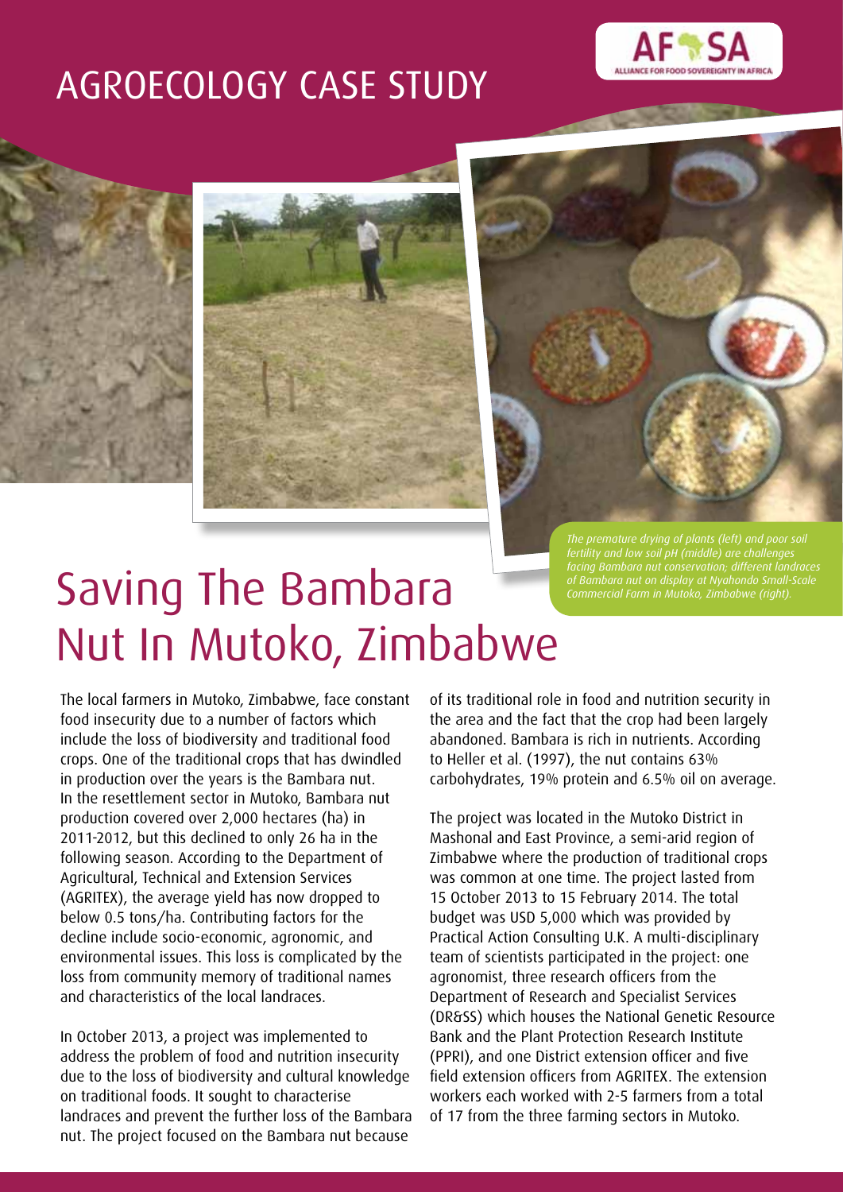# AGROECOLOGY CASE STUDY

*The premature drying of plants (left) and poor soil fertility and low soil pH (middle) are challenges facing Bambara nut conservation; different landraces of Bambara nut on display at Nyahondo Small-Scale Commercial Farm in Mutoko, Zimbabwe (right).*

# Saving The Bambara Nut In Mutoko, Zimbabwe

The local farmers in Mutoko, Zimbabwe, face constant food insecurity due to a number of factors which include the loss of biodiversity and traditional food crops. One of the traditional crops that has dwindled in production over the years is the Bambara nut. In the resettlement sector in Mutoko, Bambara nut production covered over 2,000 hectares (ha) in 2011-2012, but this declined to only 26 ha in the following season. According to the Department of Agricultural, Technical and Extension Services (AGRITEX), the average yield has now dropped to below 0.5 tons/ha. Contributing factors for the decline include socio-economic, agronomic, and environmental issues. This loss is complicated by the loss from community memory of traditional names and characteristics of the local landraces.

In October 2013, a project was implemented to address the problem of food and nutrition insecurity due to the loss of biodiversity and cultural knowledge on traditional foods. It sought to characterise landraces and prevent the further loss of the Bambara nut. The project focused on the Bambara nut because of its traditional role in food and nutrition security in the area and the fact that the crop had been largely abandoned. Bambara is rich in nutrients. According to Heller et al. (1997), the nut contains 63% carbohydrates, 19% protein and 6.5% oil on average.

The project was located in the Mutoko District in Mashonal and East Province, a semi-arid region of Zimbabwe where the production of traditional crops was common at one time. The project lasted from 15 October 2013 to 15 February 2014. The total budget was USD 5,000 which was provided by Practical Action Consulting U.K. A multi-disciplinary team of scientists participated in the project: one agronomist, three research officers from the Department of Research and Specialist Services (DR&SS) which houses the National Genetic Resource Bank and the Plant Protection Research Institute (PPRI), and one District extension officer and five field extension officers from AGRITEX. The extension workers each worked with 2-5 farmers from a total of 17 from the three farming sectors in Mutoko.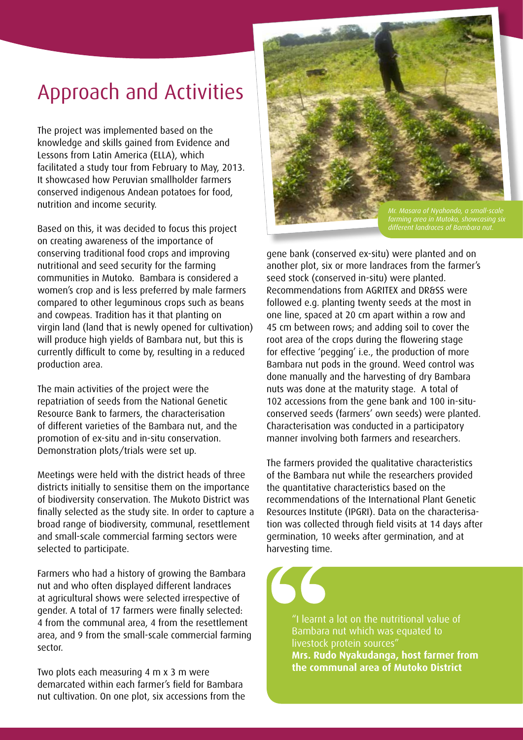# Approach and Activities

The project was implemented based on the knowledge and skills gained from Evidence and Lessons from Latin America (ELLA), which facilitated a study tour from February to May, 2013. It showcased how Peruvian smallholder farmers conserved indigenous Andean potatoes for food, nutrition and income security.

Based on this, it was decided to focus this project on creating awareness of the importance of conserving traditional food crops and improving nutritional and seed security for the farming communities in Mutoko. Bambara is considered a women's crop and is less preferred by male farmers compared to other leguminous crops such as beans and cowpeas. Tradition has it that planting on virgin land (land that is newly opened for cultivation) will produce high yields of Bambara nut, but this is currently difficult to come by, resulting in a reduced production area.

The main activities of the project were the repatriation of seeds from the National Genetic Resource Bank to farmers, the characterisation of different varieties of the Bambara nut, and the promotion of ex-situ and in-situ conservation. Demonstration plots/trials were set up.

Meetings were held with the district heads of three districts initially to sensitise them on the importance of biodiversity conservation. The Mukoto District was finally selected as the study site. In order to capture a broad range of biodiversity, communal, resettlement and small-scale commercial farming sectors were selected to participate.

Farmers who had a history of growing the Bambara nut and who often displayed different landraces at agricultural shows were selected irrespective of gender. A total of 17 farmers were finally selected: 4 from the communal area, 4 from the resettlement area, and 9 from the small-scale commercial farming sector.

Two plots each measuring 4 m x 3 m were demarcated within each farmer's field for Bambara nut cultivation. On one plot, six accessions from the gene bank (conserved ex-situ) were planted and on another plot, six or more landraces from the farmer's seed stock (conserved in-situ) were planted. Recommendations from AGRITEX and DR&SS were followed e.g. planting twenty seeds at the most in one line, spaced at 20 cm apart within a row and 45 cm between rows; and adding soil to cover the root area of the crops during the flowering stage for effective 'pegging' i.e., the production of more Bambara nut pods in the ground. Weed control was done manually and the harvesting of dry Bambara nuts was done at the maturity stage. A total of 102 accessions from the gene bank and 100 in-situ-conserved seeds (farmers' own seeds) were planted. Characterisation was conducted in a participatory manner involving both farmers and researchers.

*Mr. Masara of Nyahondo, a small-scale farming area in Mutoko, showcasing six different landraces of Bambara nut.*

The farmers provided the qualitative characteristics of the Bambara nut while the researchers provided the quantitative characteristics based on the recommendations of the International Plant Genetic Resources Institute (IPGRI). Data on the characterisation was collected through field visits at 14 days after germination, 10 weeks after germination, and at harvesting time.

> "I learnt a lot on the nutritional value of Bambara nut which was equated to livestock protein sources"
> **Mrs. Rudo Nyakudanga, host farmer from the communal area of Mutoko District**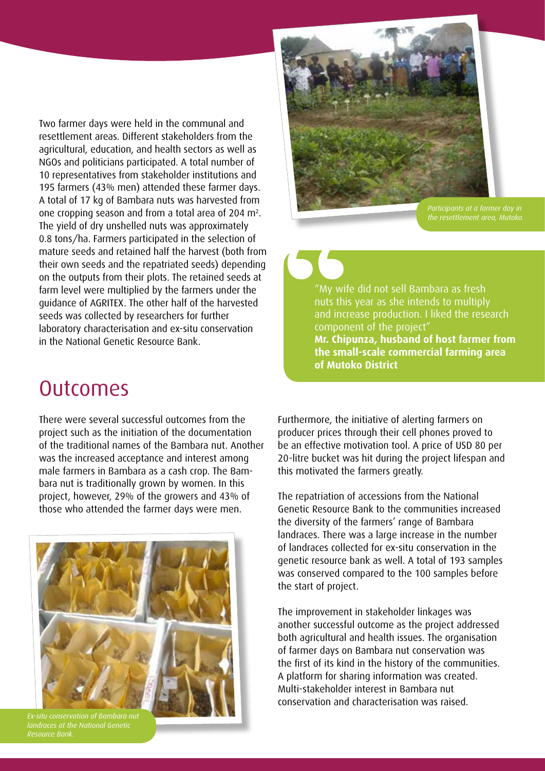Two farmer days were held in the communal and resettlement areas. Different stakeholders from the agricultural, education, and health sectors as well as NGOs and politicians participated. A total number of 10 representatives from stakeholder institutions and 195 farmers (43% men) attended these farmer days. A total of 17 kg of Bambara nuts was harvested from one cropping season and from a total area of 204 $m^2$. The yield of dry unshelled nuts was approximately 0.8 tons/ha. Farmers participated in the selection of mature seeds and retained half the harvest (both from their own seeds and the repatriated seeds) depending on the outputs from their plots. The retained seeds at farm level were multiplied by the farmers under the guidance of AGRITEX. The other half of the harvested seeds was collected by researchers for further laboratory characterisation and ex-situ conservation in the National Genetic Resource Bank.

*Participants at a farmer day in the resettlement area, Mutoko.*

> "My wife did not sell Bambara as fresh nuts this year as she intends to multiply and increase production. I liked the research component of the project"
> **Mr. Chipunza, husband of host farmer from the small-scale commercial farming area of Mutoko District**

## Outcomes

There were several successful outcomes from the project such as the initiation of the documentation of the traditional names of the Bambara nut. Another was the increased acceptance and interest among male farmers in Bambara as a cash crop. The Bambara nut is traditionally grown by women. In this project, however, 29% of the growers and 43% of those who attended the farmer days were men.

*Ex-situ conservation of Bambara nut landraces at the National Genetic Resource Bank.*

Furthermore, the initiative of alerting farmers on producer prices through their cell phones proved to be an effective motivation tool. A price of USD 80 per 20-litre bucket was hit during the project lifespan and this motivated the farmers greatly.

The repatriation of accessions from the National Genetic Resource Bank to the communities increased the diversity of the farmers' range of Bambara landraces. There was a large increase in the number of landraces collected for ex-situ conservation in the genetic resource bank as well. A total of 193 samples was conserved compared to the 100 samples before the start of project.

The improvement in stakeholder linkages was another successful outcome as the project addressed both agricultural and health issues. The organisation of farmer days on Bambara nut conservation was the first of its kind in the history of the communities. A platform for sharing information was created. Multi-stakeholder interest in Bambara nut conservation and characterisation was raised.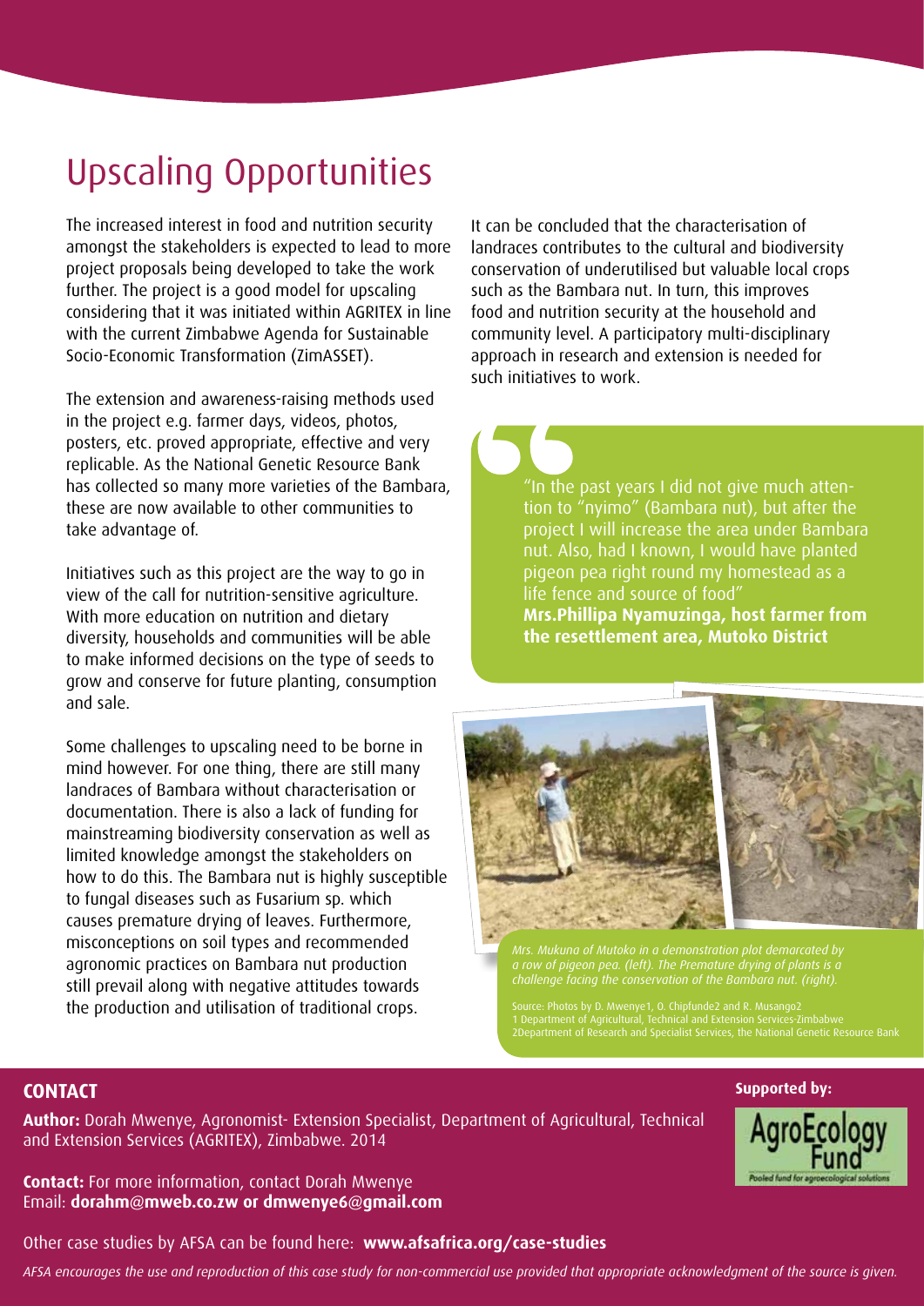# Upscaling Opportunities

The increased interest in food and nutrition security amongst the stakeholders is expected to lead to more project proposals being developed to take the work further. The project is a good model for upscaling considering that it was initiated within AGRITEX in line with the current Zimbabwe Agenda for Sustainable Socio-Economic Transformation (ZimASSET).

The extension and awareness-raising methods used in the project e.g. farmer days, videos, photos, posters, etc. proved appropriate, effective and very replicable. As the National Genetic Resource Bank has collected so many more varieties of the Bambara, these are now available to other communities to take advantage of.

Initiatives such as this project are the way to go in view of the call for nutrition-sensitive agriculture. With more education on nutrition and dietary diversity, households and communities will be able to make informed decisions on the type of seeds to grow and conserve for future planting, consumption and sale.

Some challenges to upscaling need to be borne in mind however. For one thing, there are still many landraces of Bambara without characterisation or documentation. There is also a lack of funding for mainstreaming biodiversity conservation as well as limited knowledge amongst the stakeholders on how to do this. The Bambara nut is highly susceptible to fungal diseases such as Fusarium sp. which causes premature drying of leaves. Furthermore, misconceptions on soil types and recommended agronomic practices on Bambara nut production still prevail along with negative attitudes towards the production and utilisation of traditional crops.

It can be concluded that the characterisation of landraces contributes to the cultural and biodiversity conservation of underutilised but valuable local crops such as the Bambara nut. In turn, this improves food and nutrition security at the household and community level. A participatory multi-disciplinary approach in research and extension is needed for such initiatives to work.

> "In the past years I did not give much attention to "nyimo" (Bambara nut), but after the project I will increase the area under Bambara nut. Also, had I known, I would have planted pigeon pea right round my homestead as a life fence and source of food"
> **Mrs.Phillipa Nyamuzinga, host farmer from the resettlement area, Mutoko District**

*Mrs. Mukuna of Mutoko in a demonstration plot demarcated by a row of pigeon pea. (left). The Premature drying of plants is a challenge facing the conservation of the Bambara nut. (right).*

Source: Photos by D. Mwenye1, O. Chipfunde2 and R. Musango2
1 Department of Agricultural, Technical and Extension Services-Zimbabwe
2Department of Research and Specialist Services, the National Genetic Resource Bank

## CONTACT

**Author:** Dorah Mwenye, Agronomist- Extension Specialist, Department of Agricultural, Technical and Extension Services (AGRITEX), Zimbabwe. 2014

**Contact:** For more information, contact Dorah Mwenye
Email: **dorahm@mweb.co.zw or dmwenye6@gmail.com**

**Supported by:** AgroEcology Fund – Pooled fund for agroecological solutions

Other case studies by AFSA can be found here: **www.afsafrica.org/case-studies**

*AFSA encourages the use and reproduction of this case study for non-commercial use provided that appropriate acknowledgment of the source is given.*